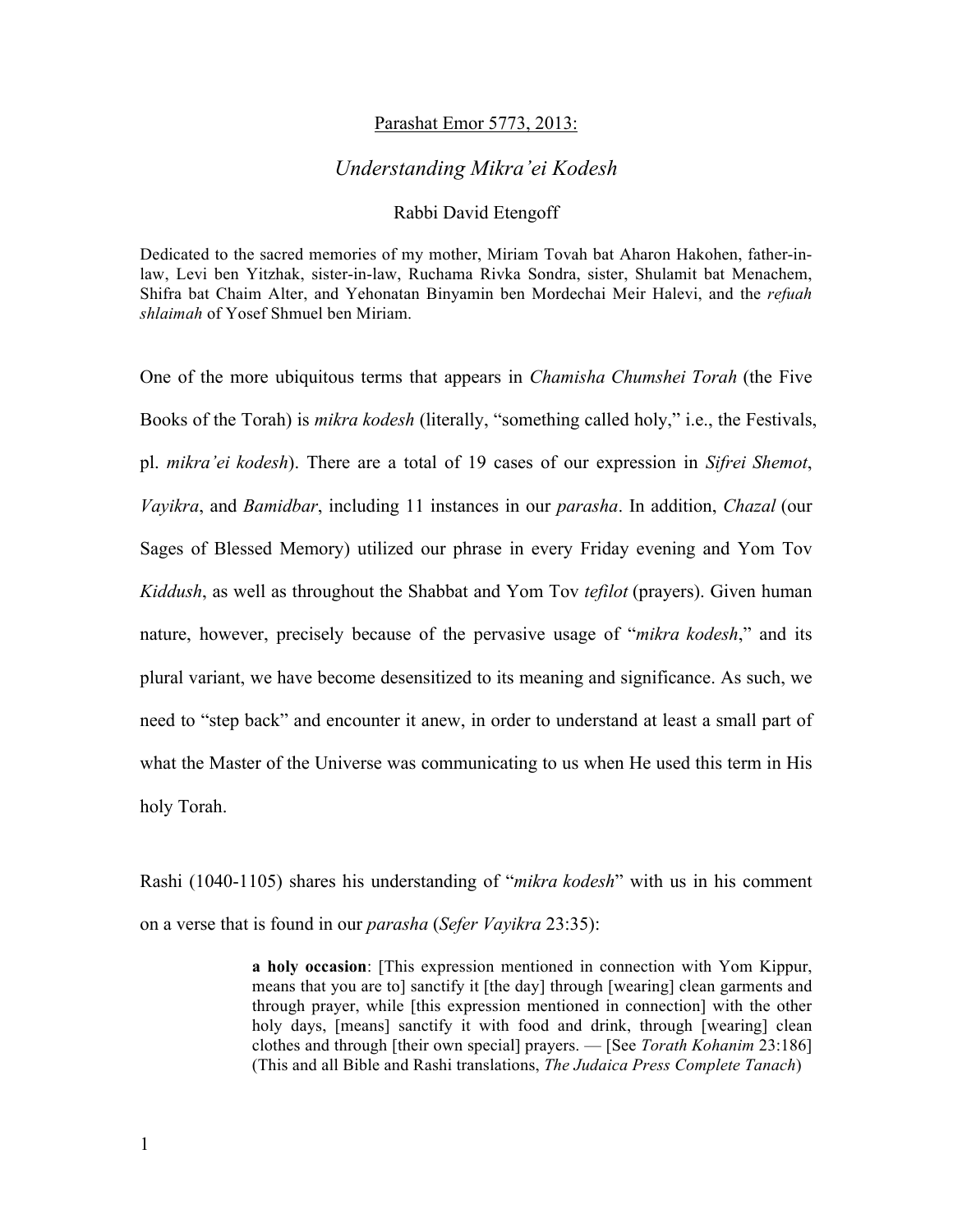Parashat Emor 5773, 2013:

# *Understanding Mikra'ei Kodesh*

Rabbi David Etengoff

Dedicated to the sacred memories of my mother, Miriam Tovah bat Aharon Hakohen, father-in-law, Levi ben Yitzhak, sister-in-law, Ruchama Rivka Sondra, sister, Shulamit bat Menachem, Shifra bat Chaim Alter, and Yehonatan Binyamin ben Mordechai Meir Halevi, and the *refuah shlaimah* of Yosef Shmuel ben Miriam.

One of the more ubiquitous terms that appears in *Chamisha Chumshei Torah* (the Five Books of the Torah) is *mikra kodesh* (literally, "something called holy," i.e., the Festivals, pl. *mikra'ei kodesh*). There are a total of 19 cases of our expression in *Sifrei Shemot*, *Vayikra*, and *Bamidbar*, including 11 instances in our *parasha*. In addition, *Chazal* (our Sages of Blessed Memory) utilized our phrase in every Friday evening and Yom Tov *Kiddush*, as well as throughout the Shabbat and Yom Tov *tefilot* (prayers). Given human nature, however, precisely because of the pervasive usage of "*mikra kodesh*," and its plural variant, we have become desensitized to its meaning and significance. As such, we need to "step back" and encounter it anew, in order to understand at least a small part of what the Master of the Universe was communicating to us when He used this term in His holy Torah.

Rashi (1040-1105) shares his understanding of "*mikra kodesh*" with us in his comment on a verse that is found in our *parasha* (*Sefer Vayikra* 23:35):

> **a holy occasion**: [This expression mentioned in connection with Yom Kippur, means that you are to] sanctify it [the day] through [wearing] clean garments and through prayer, while [this expression mentioned in connection] with the other holy days, [means] sanctify it with food and drink, through [wearing] clean clothes and through [their own special] prayers. — [See *Torath Kohanim* 23:186] (This and all Bible and Rashi translations, *The Judaica Press Complete Tanach*)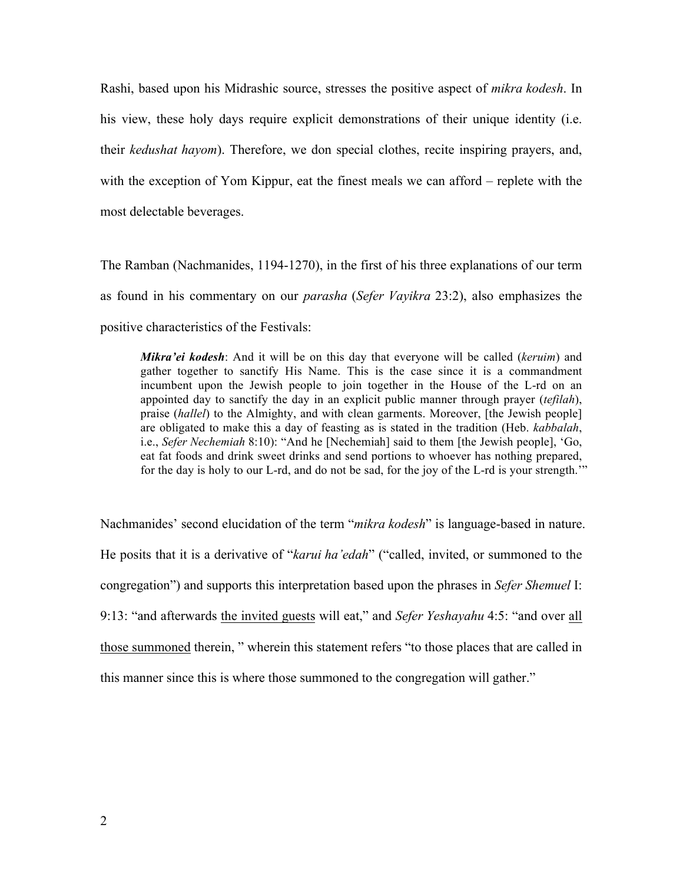Rashi, based upon his Midrashic source, stresses the positive aspect of *mikra kodesh*. In his view, these holy days require explicit demonstrations of their unique identity (i.e. their *kedushat hayom*). Therefore, we don special clothes, recite inspiring prayers, and, with the exception of Yom Kippur, eat the finest meals we can afford – replete with the most delectable beverages.

The Ramban (Nachmanides, 1194-1270), in the first of his three explanations of our term as found in his commentary on our *parasha* (*Sefer Vayikra* 23:2), also emphasizes the positive characteristics of the Festivals:

> ***Mikra'ei kodesh***: And it will be on this day that everyone will be called (*keruim*) and gather together to sanctify His Name. This is the case since it is a commandment incumbent upon the Jewish people to join together in the House of the L-rd on an appointed day to sanctify the day in an explicit public manner through prayer (*tefilah*), praise (*hallel*) to the Almighty, and with clean garments. Moreover, [the Jewish people] are obligated to make this a day of feasting as is stated in the tradition (Heb. *kabbalah*, i.e., *Sefer Nechemiah* 8:10): "And he [Nechemiah] said to them [the Jewish people], 'Go, eat fat foods and drink sweet drinks and send portions to whoever has nothing prepared, for the day is holy to our L-rd, and do not be sad, for the joy of the L-rd is your strength.'"

Nachmanides' second elucidation of the term "*mikra kodesh*" is language-based in nature. He posits that it is a derivative of "*karui ha'edah*" ("called, invited, or summoned to the congregation") and supports this interpretation based upon the phrases in *Sefer Shemuel* I: 9:13: "and afterwards <u>the invited guests</u> will eat," and *Sefer Yeshayahu* 4:5: "and over <u>all those summoned</u> therein, " wherein this statement refers "to those places that are called in this manner since this is where those summoned to the congregation will gather."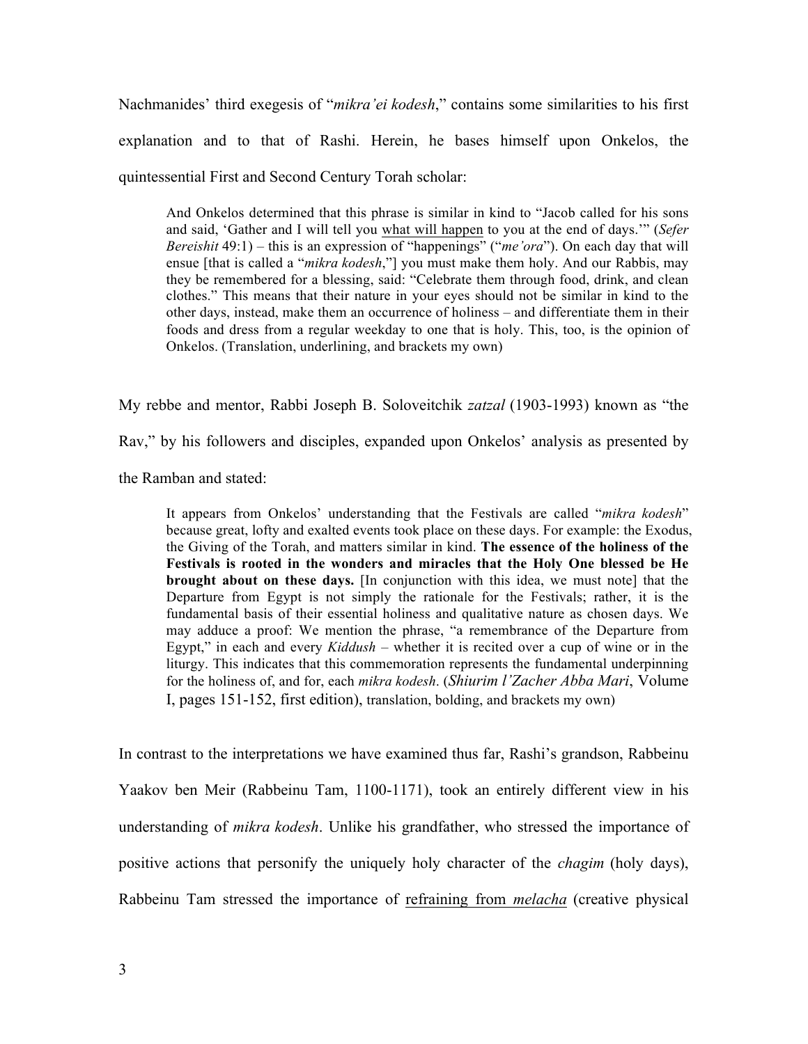Nachmanides' third exegesis of "*mikra'ei kodesh*," contains some similarities to his first explanation and to that of Rashi. Herein, he bases himself upon Onkelos, the quintessential First and Second Century Torah scholar:

> And Onkelos determined that this phrase is similar in kind to "Jacob called for his sons and said, 'Gather and I will tell you <u>what will happen</u> to you at the end of days.'" (*Sefer Bereishit* 49:1) – this is an expression of "happenings" ("*me'ora*"). On each day that will ensue [that is called a "*mikra kodesh*,"] you must make them holy. And our Rabbis, may they be remembered for a blessing, said: "Celebrate them through food, drink, and clean clothes." This means that their nature in your eyes should not be similar in kind to the other days, instead, make them an occurrence of holiness – and differentiate them in their foods and dress from a regular weekday to one that is holy. This, too, is the opinion of Onkelos. (Translation, underlining, and brackets my own)

My rebbe and mentor, Rabbi Joseph B. Soloveitchik *zatzal* (1903-1993) known as "the Rav," by his followers and disciples, expanded upon Onkelos' analysis as presented by the Ramban and stated:

> It appears from Onkelos' understanding that the Festivals are called "*mikra kodesh*" because great, lofty and exalted events took place on these days. For example: the Exodus, the Giving of the Torah, and matters similar in kind. **The essence of the holiness of the Festivals is rooted in the wonders and miracles that the Holy One blessed be He brought about on these days.** [In conjunction with this idea, we must note] that the Departure from Egypt is not simply the rationale for the Festivals; rather, it is the fundamental basis of their essential holiness and qualitative nature as chosen days. We may adduce a proof: We mention the phrase, "a remembrance of the Departure from Egypt," in each and every *Kiddush* – whether it is recited over a cup of wine or in the liturgy. This indicates that this commemoration represents the fundamental underpinning for the holiness of, and for, each *mikra kodesh*. (*Shiurim l'Zacher Abba Mari*, Volume I, pages 151-152, first edition), translation, bolding, and brackets my own)

In contrast to the interpretations we have examined thus far, Rashi's grandson, Rabbeinu Yaakov ben Meir (Rabbeinu Tam, 1100-1171), took an entirely different view in his understanding of *mikra kodesh*. Unlike his grandfather, who stressed the importance of positive actions that personify the uniquely holy character of the *chagim* (holy days), Rabbeinu Tam stressed the importance of <u>refraining from *melacha*</u> (creative physical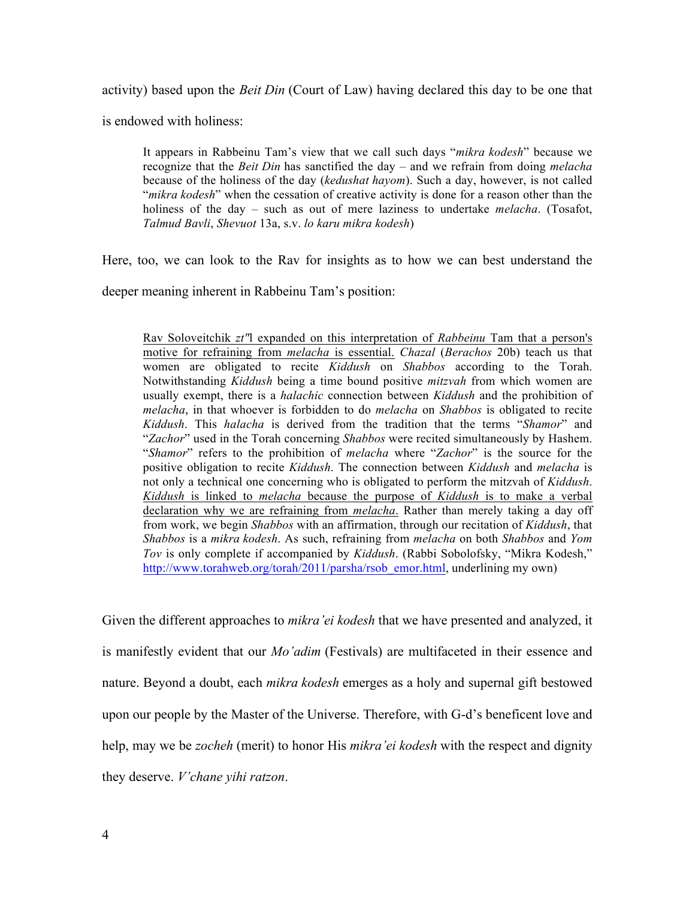activity) based upon the *Beit Din* (Court of Law) having declared this day to be one that is endowed with holiness:

> It appears in Rabbeinu Tam's view that we call such days "*mikra kodesh*" because we recognize that the *Beit Din* has sanctified the day – and we refrain from doing *melacha* because of the holiness of the day (*kedushat hayom*). Such a day, however, is not called "*mikra kodesh*" when the cessation of creative activity is done for a reason other than the holiness of the day – such as out of mere laziness to undertake *melacha*. (Tosafot, *Talmud Bavli*, *Shevuot* 13a, s.v. *lo karu mikra kodesh*)

Here, too, we can look to the Rav for insights as to how we can best understand the deeper meaning inherent in Rabbeinu Tam's position:

> <u>Rav Soloveitchik *zt"l* expanded on this interpretation of *Rabbeinu* Tam that a person's motive for refraining from *melacha* is essential.</u> *Chazal* (*Berachos* 20b) teach us that women are obligated to recite *Kiddush* on *Shabbos* according to the Torah. Notwithstanding *Kiddush* being a time bound positive *mitzvah* from which women are usually exempt, there is a *halachic* connection between *Kiddush* and the prohibition of *melacha*, in that whoever is forbidden to do *melacha* on *Shabbos* is obligated to recite *Kiddush*. This *halacha* is derived from the tradition that the terms "*Shamor*" and "*Zachor*" used in the Torah concerning *Shabbos* were recited simultaneously by Hashem. "*Shamor*" refers to the prohibition of *melacha* where "*Zachor*" is the source for the positive obligation to recite *Kiddush*. The connection between *Kiddush* and *melacha* is not only a technical one concerning who is obligated to perform the mitzvah of *Kiddush*. <u>*Kiddush* is linked to *melacha* because the purpose of *Kiddush* is to make a verbal declaration why we are refraining from *melacha*.</u> Rather than merely taking a day off from work, we begin *Shabbos* with an affirmation, through our recitation of *Kiddush*, that *Shabbos* is a *mikra kodesh*. As such, refraining from *melacha* on both *Shabbos* and *Yom Tov* is only complete if accompanied by *Kiddush*. (Rabbi Sobolofsky, "Mikra Kodesh," http://www.torahweb.org/torah/2011/parsha/rsob_emor.html, underlining my own)

Given the different approaches to *mikra'ei kodesh* that we have presented and analyzed, it is manifestly evident that our *Mo'adim* (Festivals) are multifaceted in their essence and nature. Beyond a doubt, each *mikra kodesh* emerges as a holy and supernal gift bestowed upon our people by the Master of the Universe. Therefore, with G-d's beneficent love and help, may we be *zocheh* (merit) to honor His *mikra'ei kodesh* with the respect and dignity they deserve. *V'chane yihi ratzon*.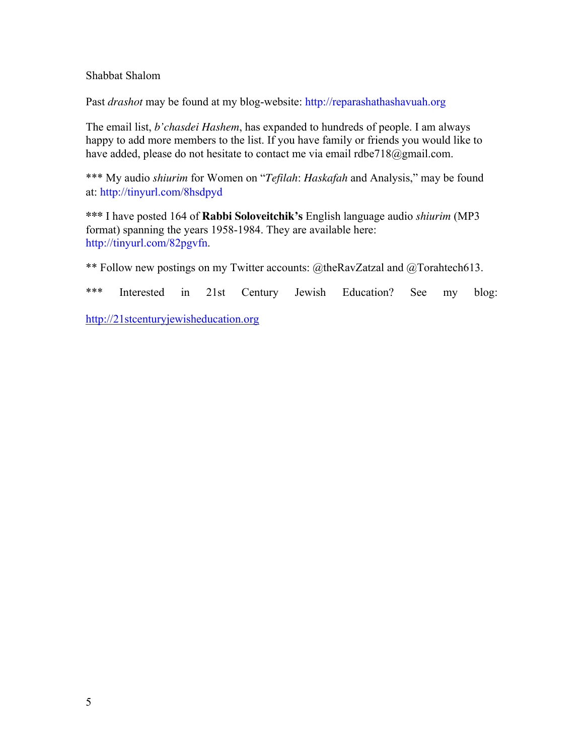Shabbat Shalom

Past *drashot* may be found at my blog-website: http://reparashathashavuah.org

The email list, *b'chasdei Hashem*, has expanded to hundreds of people. I am always happy to add more members to the list. If you have family or friends you would like to have added, please do not hesitate to contact me via email rdbe718@gmail.com.

*** My audio *shiurim* for Women on "*Tefilah*: *Haskafah* and Analysis," may be found at: http://tinyurl.com/8hsdpyd

*** I have posted 164 of **Rabbi Soloveitchik's** English language audio *shiurim* (MP3 format) spanning the years 1958-1984. They are available here: http://tinyurl.com/82pgvfn.

** Follow new postings on my Twitter accounts: @theRavZatzal and @Torahtech613.

*** Interested in 21st Century Jewish Education? See my blog: http://21stcenturyjewisheducation.org